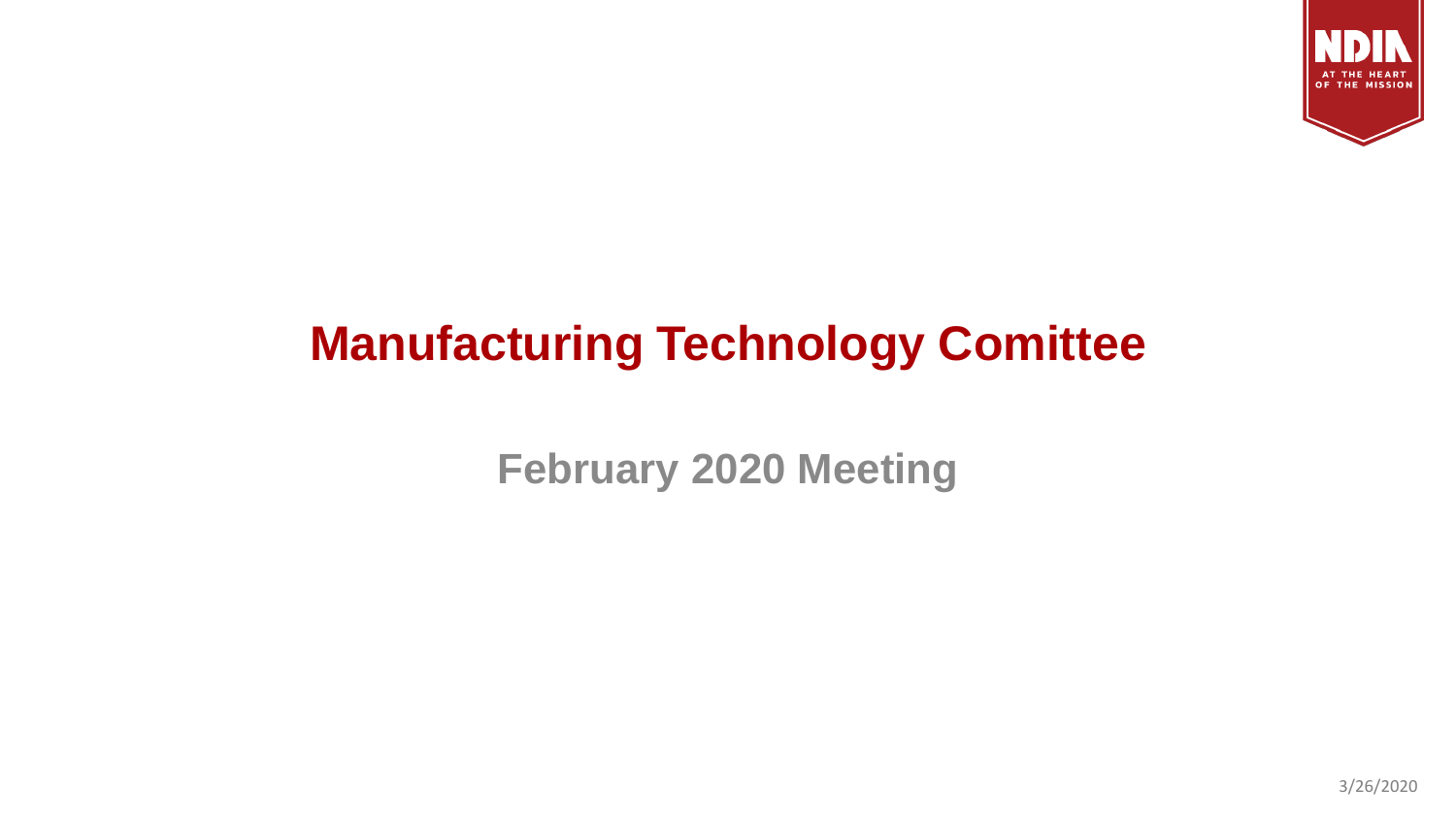# Manufacturing Technology Comittee

## February 2020 Meeting

3/26/2020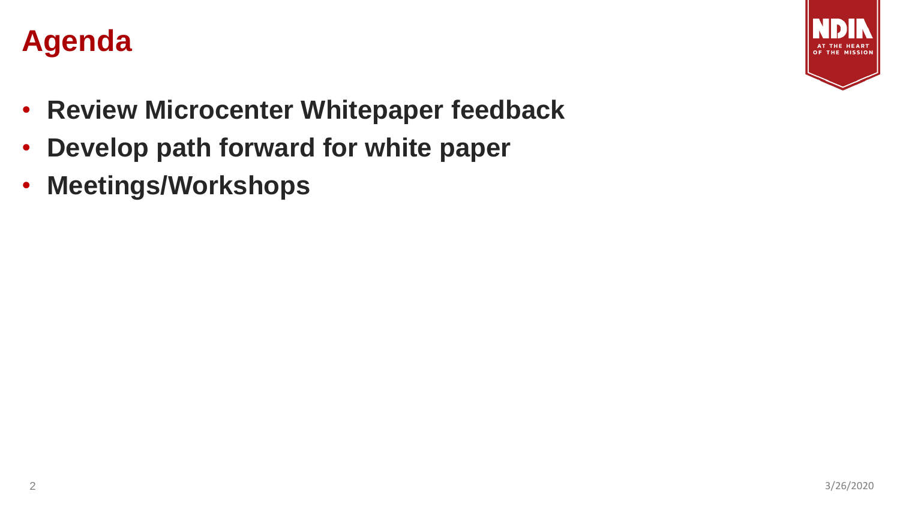# Agenda

- **Review Microcenter Whitepaper feedback**
- **Develop path forward for white paper**
- **Meetings/Workshops**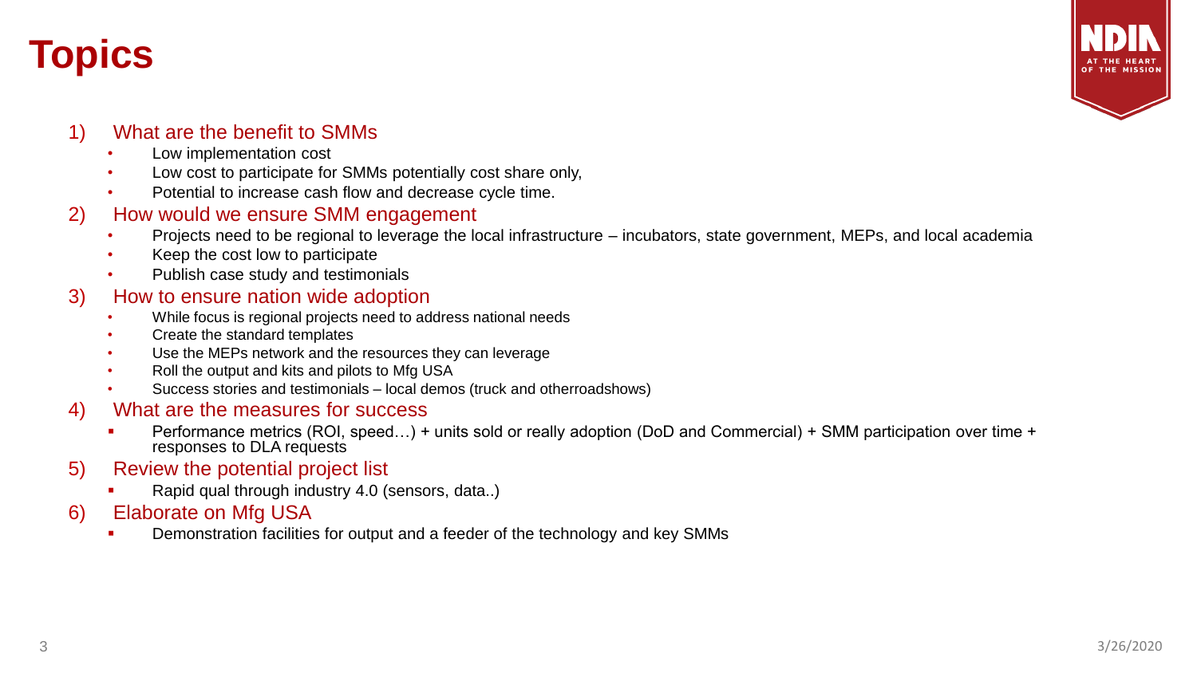# Topics

1) What are the benefit to SMMs
   - Low implementation cost
   - Low cost to participate for SMMs potentially cost share only,
   - Potential to increase cash flow and decrease cycle time.
2) How would we ensure SMM engagement
   - Projects need to be regional to leverage the local infrastructure – incubators, state government, MEPs, and local academia
   - Keep the cost low to participate
   - Publish case study and testimonials
3) How to ensure nation wide adoption
   - While focus is regional projects need to address national needs
   - Create the standard templates
   - Use the MEPs network and the resources they can leverage
   - Roll the output and kits and pilots to Mfg USA
   - Success stories and testimonials – local demos (truck and otherroadshows)
4) What are the measures for success
   - Performance metrics (ROI, speed…) + units sold or really adoption (DoD and Commercial) + SMM participation over time + responses to DLA requests
5) Review the potential project list
   - Rapid qual through industry 4.0 (sensors, data..)
6) Elaborate on Mfg USA
   - Demonstration facilities for output and a feeder of the technology and key SMMs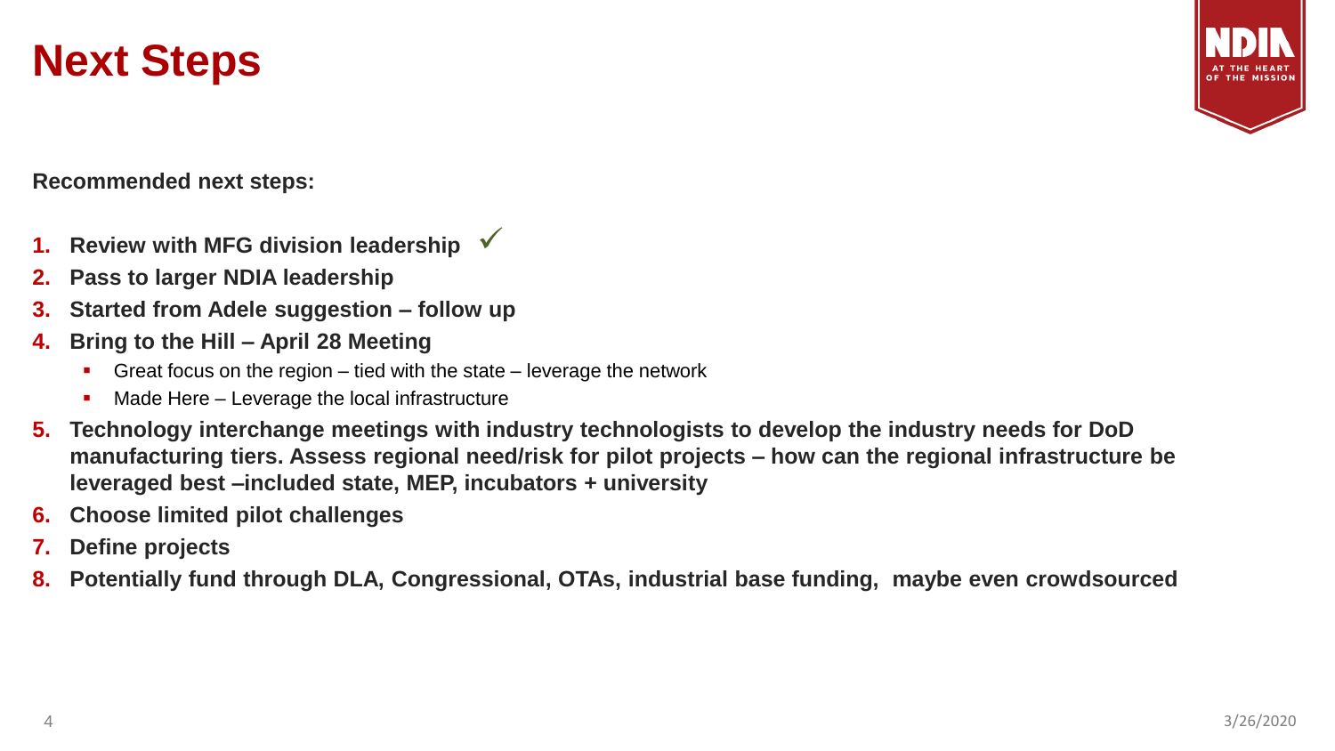# Next Steps

**Recommended next steps:**

1. **Review with MFG division leadership** ✓
2. **Pass to larger NDIA leadership**
3. **Started from Adele suggestion – follow up**
4. **Bring to the Hill – April 28 Meeting**
   - Great focus on the region – tied with the state – leverage the network
   - Made Here – Leverage the local infrastructure
5. **Technology interchange meetings with industry technologists to develop the industry needs for DoD manufacturing tiers. Assess regional need/risk for pilot projects – how can the regional infrastructure be leveraged best –included state, MEP, incubators + university**
6. **Choose limited pilot challenges**
7. **Define projects**
8. **Potentially fund through DLA, Congressional, OTAs, industrial base funding, maybe even crowdsourced**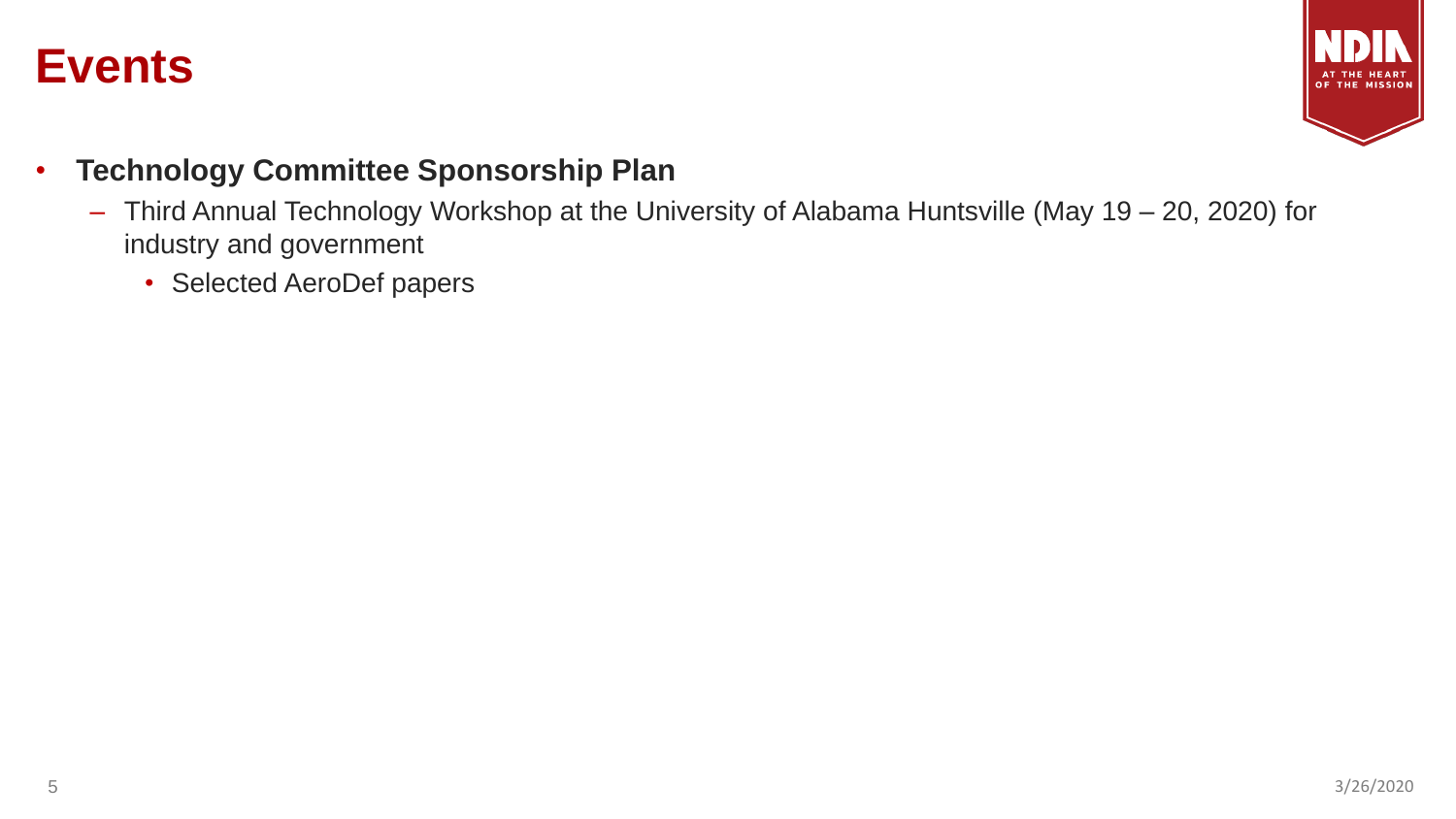# Events

- **Technology Committee Sponsorship Plan**
  - Third Annual Technology Workshop at the University of Alabama Huntsville (May 19 – 20, 2020) for industry and government
    - Selected AeroDef papers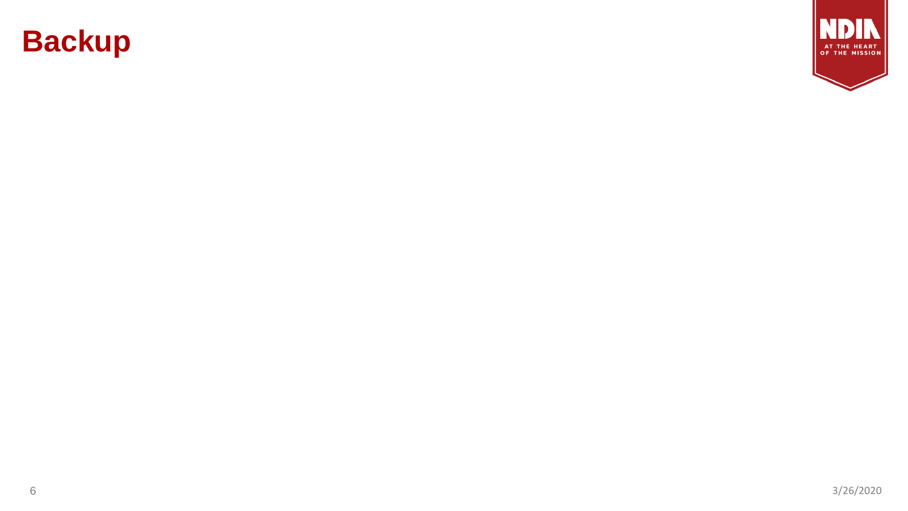# Backup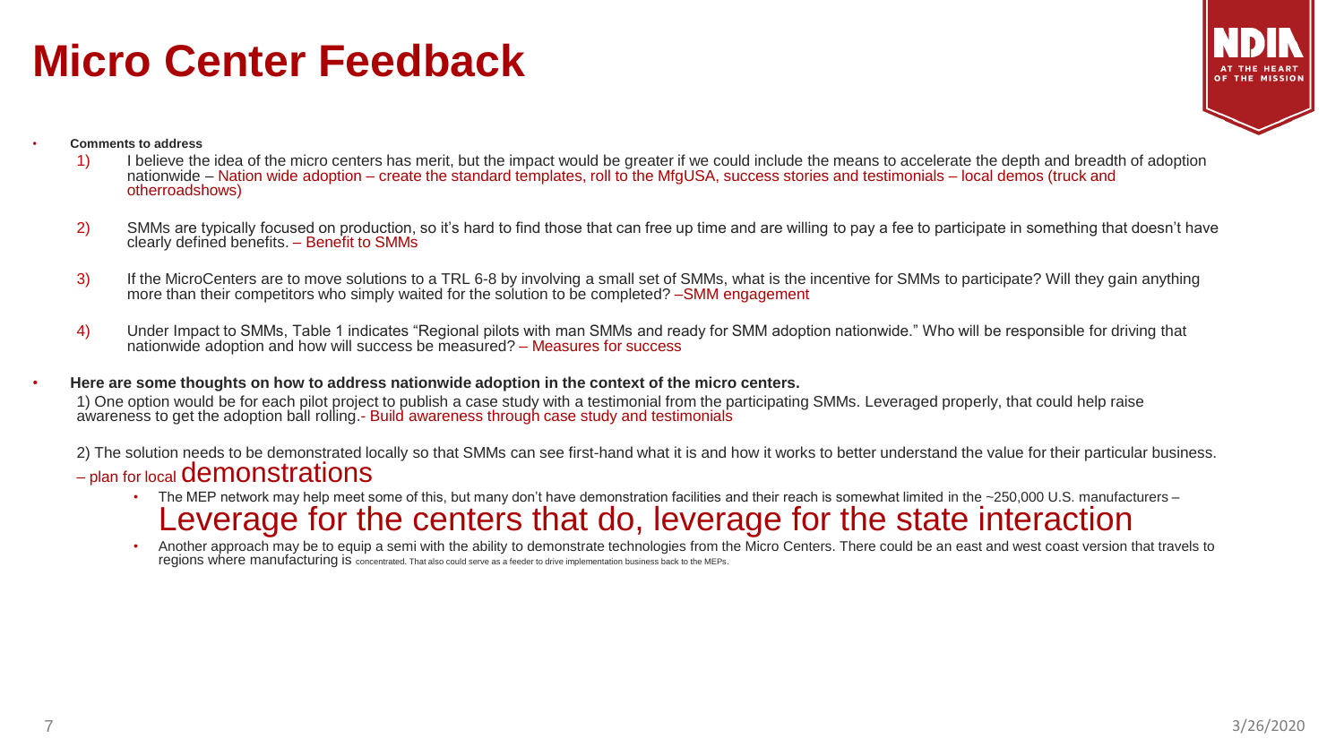# Micro Center Feedback

- **Comments to address**
  1) I believe the idea of the micro centers has merit, but the impact would be greater if we could include the means to accelerate the depth and breadth of adoption nationwide – Nation wide adoption – create the standard templates, roll to the MfgUSA, success stories and testimonials – local demos (truck and otherroadshows)
  2) SMMs are typically focused on production, so it's hard to find those that can free up time and are willing to pay a fee to participate in something that doesn't have clearly defined benefits. – Benefit to SMMs
  3) If the MicroCenters are to move solutions to a TRL 6-8 by involving a small set of SMMs, what is the incentive for SMMs to participate? Will they gain anything more than their competitors who simply waited for the solution to be completed? –SMM engagement
  4) Under Impact to SMMs, Table 1 indicates "Regional pilots with man SMMs and ready for SMM adoption nationwide." Who will be responsible for driving that nationwide adoption and how will success be measured? – Measures for success

- **Here are some thoughts on how to address nationwide adoption in the context of the micro centers.**

  1) One option would be for each pilot project to publish a case study with a testimonial from the participating SMMs. Leveraged properly, that could help raise awareness to get the adoption ball rolling.- Build awareness through case study and testimonials

  2) The solution needs to be demonstrated locally so that SMMs can see first-hand what it is and how it works to better understand the value for their particular business. – plan for local demonstrations

  - The MEP network may help meet some of this, but many don't have demonstration facilities and their reach is somewhat limited in the ~250,000 U.S. manufacturers – Leverage for the centers that do, leverage for the state interaction
  - Another approach may be to equip a semi with the ability to demonstrate technologies from the Micro Centers. There could be an east and west coast version that travels to regions where manufacturing is concentrated. That also could serve as a feeder to drive implementation business back to the MEPs.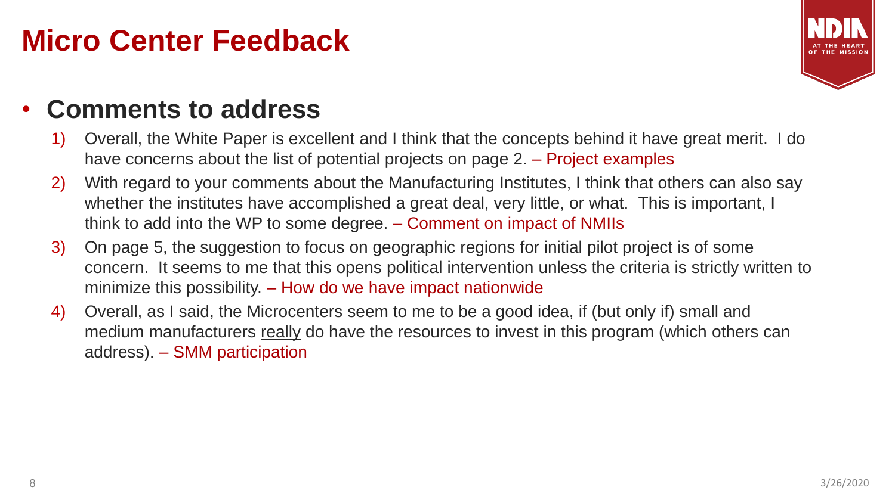# Micro Center Feedback

- **Comments to address**
  1) Overall, the White Paper is excellent and I think that the concepts behind it have great merit. I do have concerns about the list of potential projects on page 2. – Project examples
  2) With regard to your comments about the Manufacturing Institutes, I think that others can also say whether the institutes have accomplished a great deal, very little, or what. This is important, I think to add into the WP to some degree. – Comment on impact of NMIIs
  3) On page 5, the suggestion to focus on geographic regions for initial pilot project is of some concern. It seems to me that this opens political intervention unless the criteria is strictly written to minimize this possibility. – How do we have impact nationwide
  4) Overall, as I said, the Microcenters seem to me to be a good idea, if (but only if) small and medium manufacturers <u>really</u> do have the resources to invest in this program (which others can address). – SMM participation